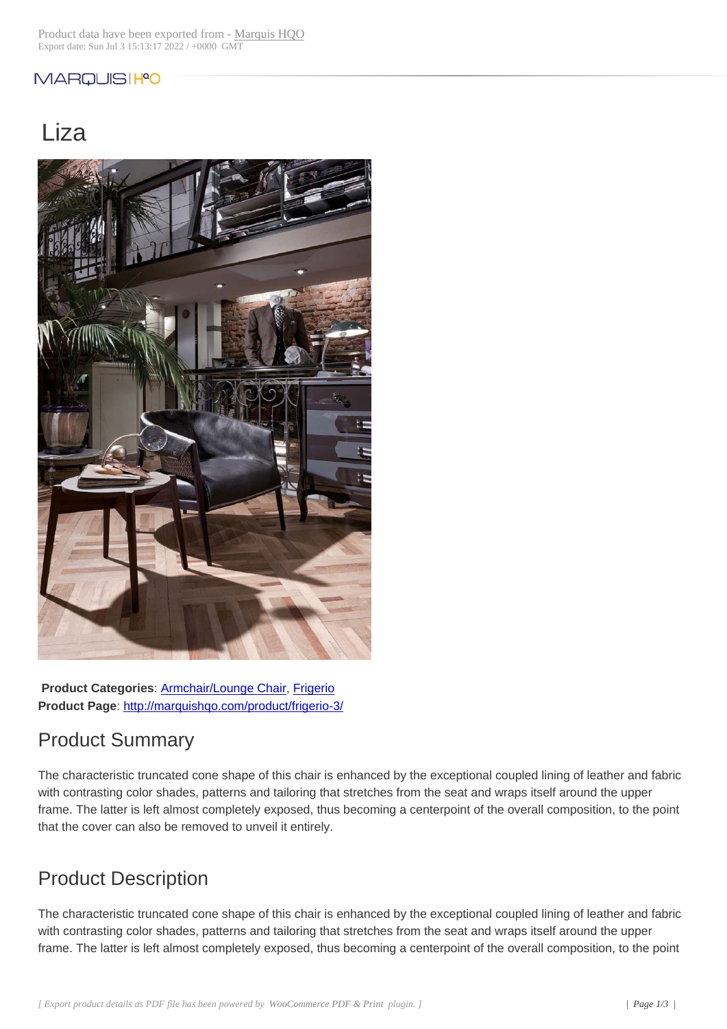Product data have been exported from - Marquis HQO
Export date: Sun Jul 3 15:13:17 2022 / +0000 GMT

# Liza

**Product Categories**: Armchair/Lounge Chair, Frigerio
**Product Page**: http://marquishqo.com/product/frigerio-3/

## Product Summary

The characteristic truncated cone shape of this chair is enhanced by the exceptional coupled lining of leather and fabric with contrasting color shades, patterns and tailoring that stretches from the seat and wraps itself around the upper frame. The latter is left almost completely exposed, thus becoming a centerpoint of the overall composition, to the point that the cover can also be removed to unveil it entirely.

## Product Description

The characteristic truncated cone shape of this chair is enhanced by the exceptional coupled lining of leather and fabric with contrasting color shades, patterns and tailoring that stretches from the seat and wraps itself around the upper frame. The latter is left almost completely exposed, thus becoming a centerpoint of the overall composition, to the point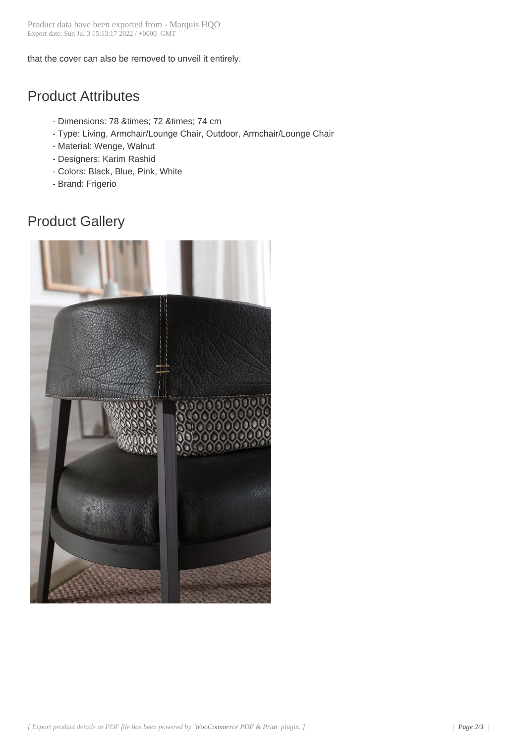that the cover can also be removed to unveil it entirely.

## Product Attributes

- Dimensions: 78 &times; 72 &times; 74 cm
- Type: Living, Armchair/Lounge Chair, Outdoor, Armchair/Lounge Chair
- Material: Wenge, Walnut
- Designers: Karim Rashid
- Colors: Black, Blue, Pink, White
- Brand: Frigerio

## Product Gallery